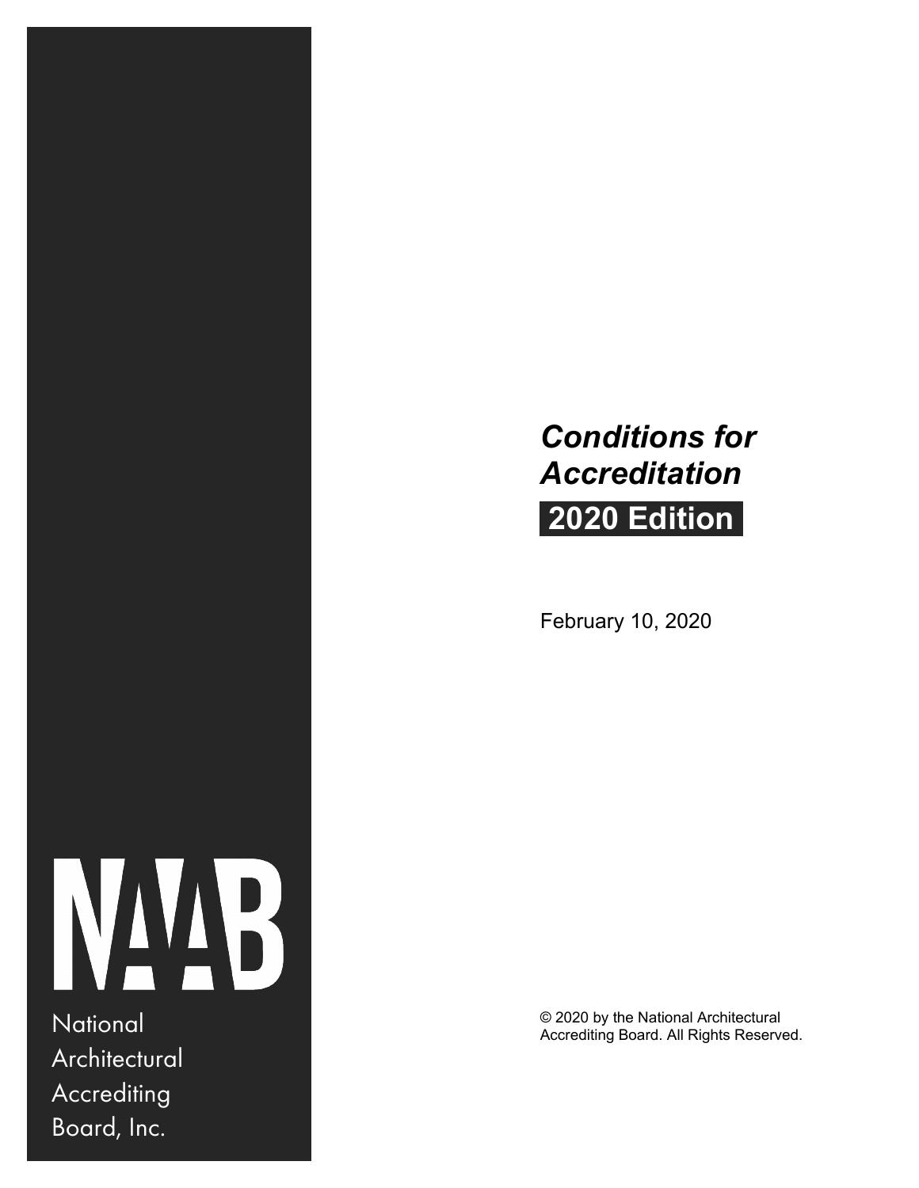NAAB

National Architectural Accrediting Board, Inc.

# *Conditions for Accreditation*

## 2020 Edition

February 10, 2020

© 2020 by the National Architectural Accrediting Board. All Rights Reserved.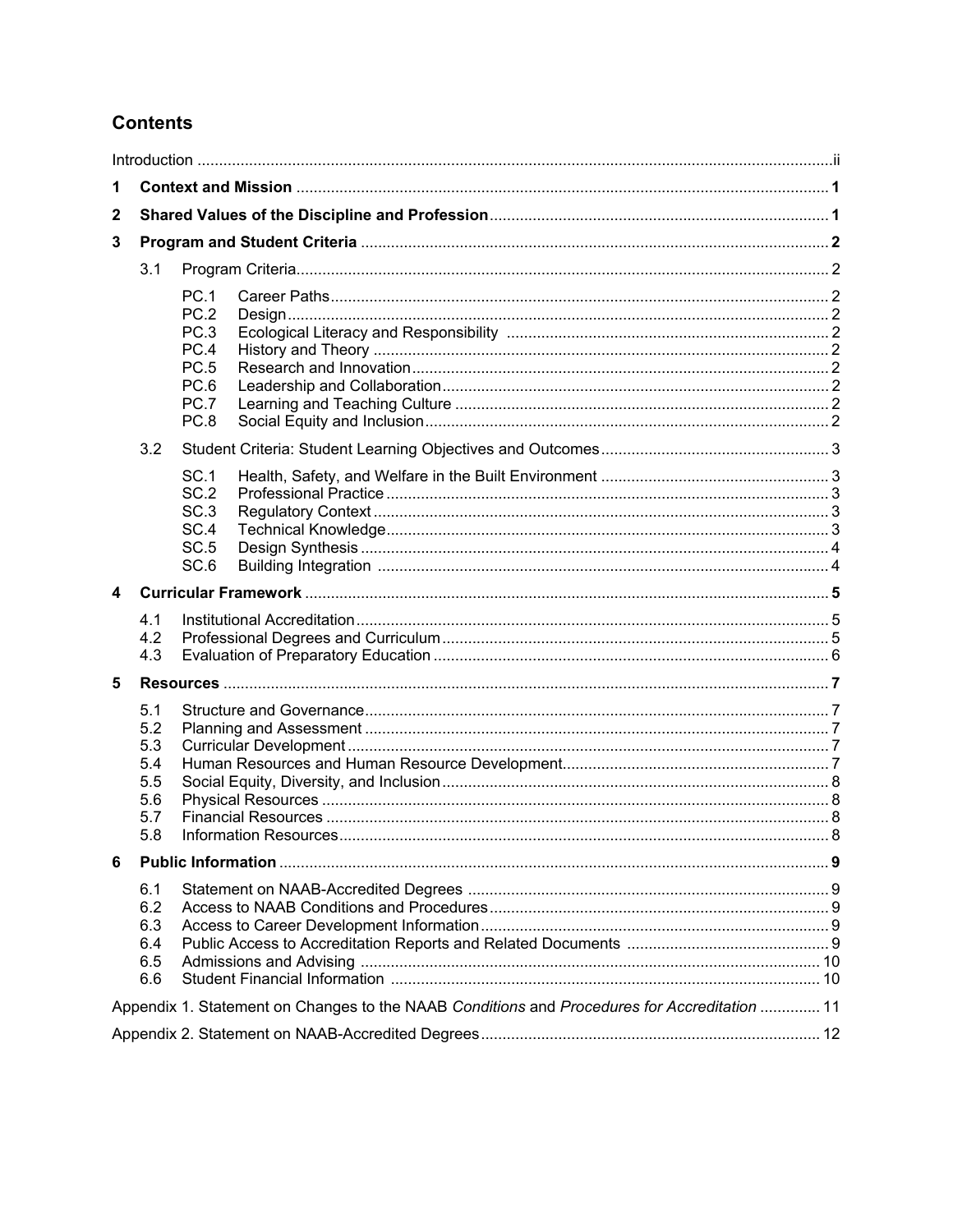## Contents

Introduction .......... ii

**1 Context and Mission** .......... **1**

**2 Shared Values of the Discipline and Profession** .......... **1**

**3 Program and Student Criteria** .......... **2**

3.1 Program Criteria .......... 2

- PC.1 Career Paths .......... 2
- PC.2 Design .......... 2
- PC.3 Ecological Literacy and Responsibility .......... 2
- PC.4 History and Theory .......... 2
- PC.5 Research and Innovation .......... 2
- PC.6 Leadership and Collaboration .......... 2
- PC.7 Learning and Teaching Culture .......... 2
- PC.8 Social Equity and Inclusion .......... 2

3.2 Student Criteria: Student Learning Objectives and Outcomes .......... 3

- SC.1 Health, Safety, and Welfare in the Built Environment .......... 3
- SC.2 Professional Practice .......... 3
- SC.3 Regulatory Context .......... 3
- SC.4 Technical Knowledge .......... 3
- SC.5 Design Synthesis .......... 4
- SC.6 Building Integration .......... 4

**4 Curricular Framework** .......... **5**

- 4.1 Institutional Accreditation .......... 5
- 4.2 Professional Degrees and Curriculum .......... 5
- 4.3 Evaluation of Preparatory Education .......... 6

**5 Resources** .......... **7**

- 5.1 Structure and Governance .......... 7
- 5.2 Planning and Assessment .......... 7
- 5.3 Curricular Development .......... 7
- 5.4 Human Resources and Human Resource Development .......... 7
- 5.5 Social Equity, Diversity, and Inclusion .......... 8
- 5.6 Physical Resources .......... 8
- 5.7 Financial Resources .......... 8
- 5.8 Information Resources .......... 8

**6 Public Information** .......... **9**

- 6.1 Statement on NAAB-Accredited Degrees .......... 9
- 6.2 Access to NAAB Conditions and Procedures .......... 9
- 6.3 Access to Career Development Information .......... 9
- 6.4 Public Access to Accreditation Reports and Related Documents .......... 9
- 6.5 Admissions and Advising .......... 10
- 6.6 Student Financial Information .......... 10

Appendix 1. Statement on Changes to the NAAB *Conditions* and *Procedures for Accreditation* .......... 11

Appendix 2. Statement on NAAB-Accredited Degrees .......... 12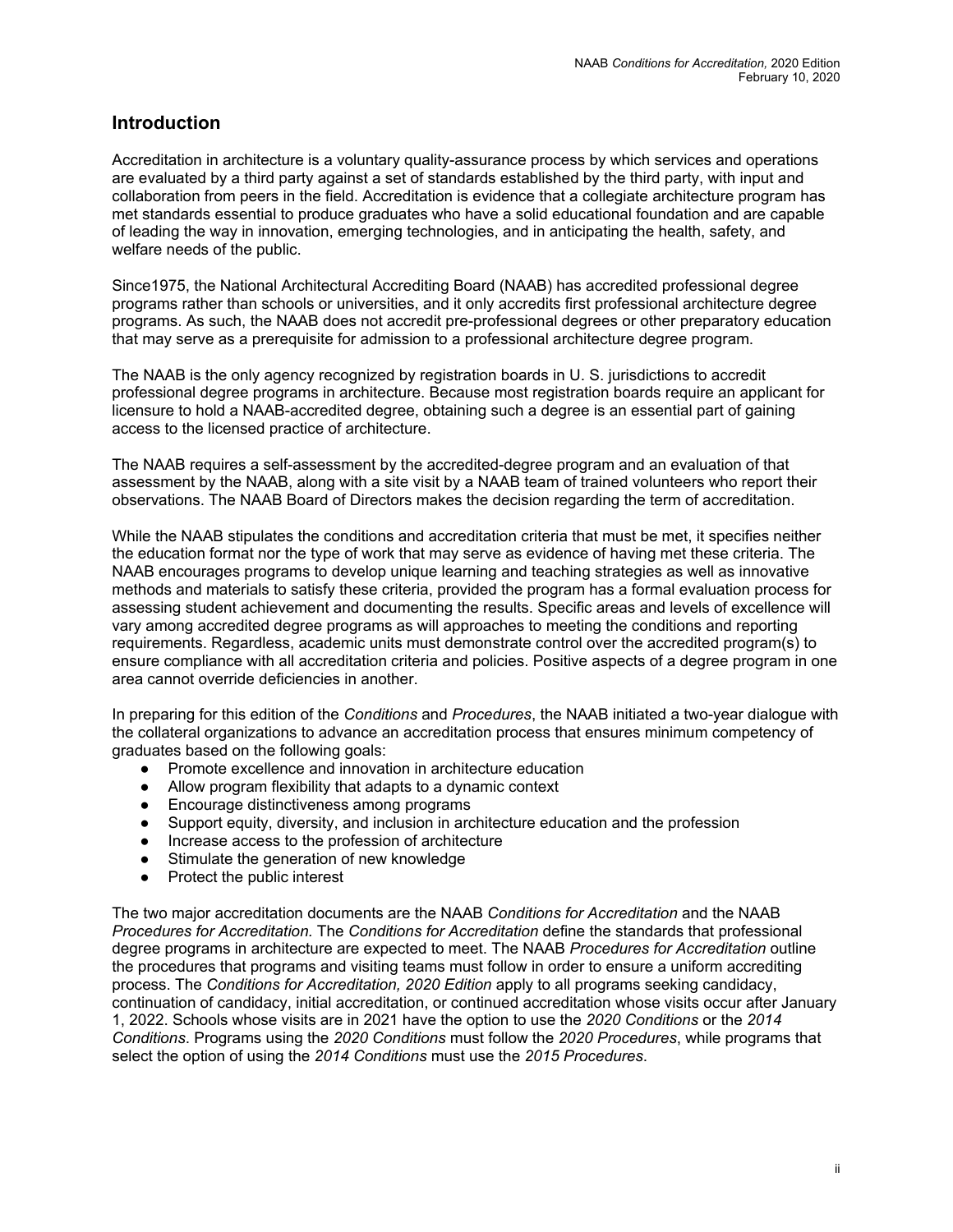## Introduction

Accreditation in architecture is a voluntary quality-assurance process by which services and operations are evaluated by a third party against a set of standards established by the third party, with input and collaboration from peers in the field. Accreditation is evidence that a collegiate architecture program has met standards essential to produce graduates who have a solid educational foundation and are capable of leading the way in innovation, emerging technologies, and in anticipating the health, safety, and welfare needs of the public.

Since1975, the National Architectural Accrediting Board (NAAB) has accredited professional degree programs rather than schools or universities, and it only accredits first professional architecture degree programs. As such, the NAAB does not accredit pre-professional degrees or other preparatory education that may serve as a prerequisite for admission to a professional architecture degree program.

The NAAB is the only agency recognized by registration boards in U. S. jurisdictions to accredit professional degree programs in architecture. Because most registration boards require an applicant for licensure to hold a NAAB-accredited degree, obtaining such a degree is an essential part of gaining access to the licensed practice of architecture.

The NAAB requires a self-assessment by the accredited-degree program and an evaluation of that assessment by the NAAB, along with a site visit by a NAAB team of trained volunteers who report their observations. The NAAB Board of Directors makes the decision regarding the term of accreditation.

While the NAAB stipulates the conditions and accreditation criteria that must be met, it specifies neither the education format nor the type of work that may serve as evidence of having met these criteria. The NAAB encourages programs to develop unique learning and teaching strategies as well as innovative methods and materials to satisfy these criteria, provided the program has a formal evaluation process for assessing student achievement and documenting the results. Specific areas and levels of excellence will vary among accredited degree programs as will approaches to meeting the conditions and reporting requirements. Regardless, academic units must demonstrate control over the accredited program(s) to ensure compliance with all accreditation criteria and policies. Positive aspects of a degree program in one area cannot override deficiencies in another.

In preparing for this edition of the *Conditions* and *Procedures*, the NAAB initiated a two-year dialogue with the collateral organizations to advance an accreditation process that ensures minimum competency of graduates based on the following goals:

- Promote excellence and innovation in architecture education
- Allow program flexibility that adapts to a dynamic context
- Encourage distinctiveness among programs
- Support equity, diversity, and inclusion in architecture education and the profession
- Increase access to the profession of architecture
- Stimulate the generation of new knowledge
- Protect the public interest

The two major accreditation documents are the NAAB *Conditions for Accreditation* and the NAAB *Procedures for Accreditation.* The *Conditions for Accreditation* define the standards that professional degree programs in architecture are expected to meet. The NAAB *Procedures for Accreditation* outline the procedures that programs and visiting teams must follow in order to ensure a uniform accrediting process. The *Conditions for Accreditation, 2020 Edition* apply to all programs seeking candidacy, continuation of candidacy, initial accreditation, or continued accreditation whose visits occur after January 1, 2022. Schools whose visits are in 2021 have the option to use the *2020 Conditions* or the *2014 Conditions*. Programs using the *2020 Conditions* must follow the *2020 Procedures*, while programs that select the option of using the *2014 Conditions* must use the *2015 Procedures*.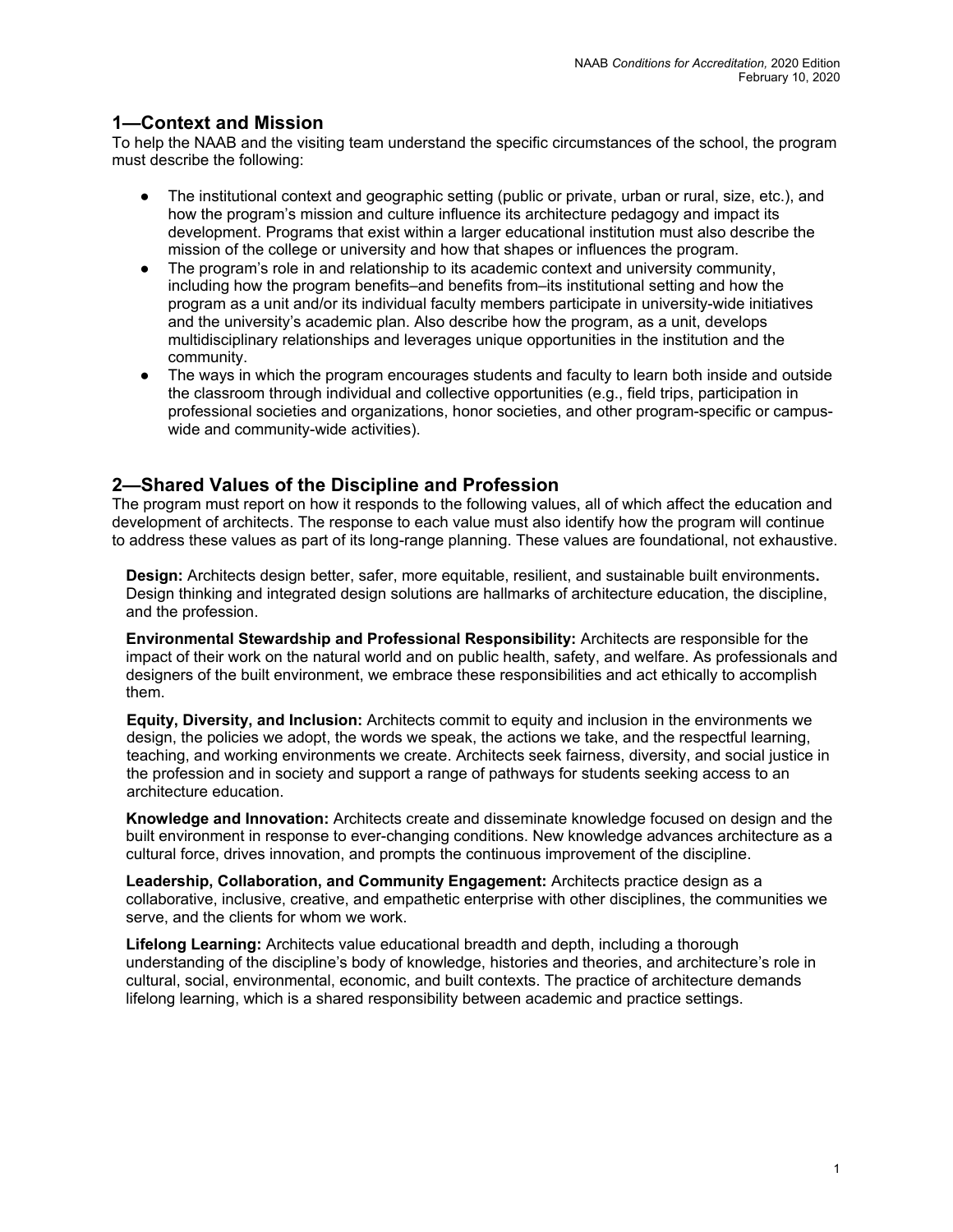## 1—Context and Mission

To help the NAAB and the visiting team understand the specific circumstances of the school, the program must describe the following:

- The institutional context and geographic setting (public or private, urban or rural, size, etc.), and how the program's mission and culture influence its architecture pedagogy and impact its development. Programs that exist within a larger educational institution must also describe the mission of the college or university and how that shapes or influences the program.
- The program's role in and relationship to its academic context and university community, including how the program benefits–and benefits from–its institutional setting and how the program as a unit and/or its individual faculty members participate in university-wide initiatives and the university's academic plan. Also describe how the program, as a unit, develops multidisciplinary relationships and leverages unique opportunities in the institution and the community.
- The ways in which the program encourages students and faculty to learn both inside and outside the classroom through individual and collective opportunities (e.g., field trips, participation in professional societies and organizations, honor societies, and other program-specific or campus-wide and community-wide activities).

## 2—Shared Values of the Discipline and Profession

The program must report on how it responds to the following values, all of which affect the education and development of architects. The response to each value must also identify how the program will continue to address these values as part of its long-range planning. These values are foundational, not exhaustive.

**Design:** Architects design better, safer, more equitable, resilient, and sustainable built environments**.** Design thinking and integrated design solutions are hallmarks of architecture education, the discipline, and the profession.

**Environmental Stewardship and Professional Responsibility:** Architects are responsible for the impact of their work on the natural world and on public health, safety, and welfare. As professionals and designers of the built environment, we embrace these responsibilities and act ethically to accomplish them.

**Equity, Diversity, and Inclusion:** Architects commit to equity and inclusion in the environments we design, the policies we adopt, the words we speak, the actions we take, and the respectful learning, teaching, and working environments we create. Architects seek fairness, diversity, and social justice in the profession and in society and support a range of pathways for students seeking access to an architecture education.

**Knowledge and Innovation:** Architects create and disseminate knowledge focused on design and the built environment in response to ever-changing conditions. New knowledge advances architecture as a cultural force, drives innovation, and prompts the continuous improvement of the discipline.

**Leadership, Collaboration, and Community Engagement:** Architects practice design as a collaborative, inclusive, creative, and empathetic enterprise with other disciplines, the communities we serve, and the clients for whom we work.

**Lifelong Learning:** Architects value educational breadth and depth, including a thorough understanding of the discipline's body of knowledge, histories and theories, and architecture's role in cultural, social, environmental, economic, and built contexts. The practice of architecture demands lifelong learning, which is a shared responsibility between academic and practice settings.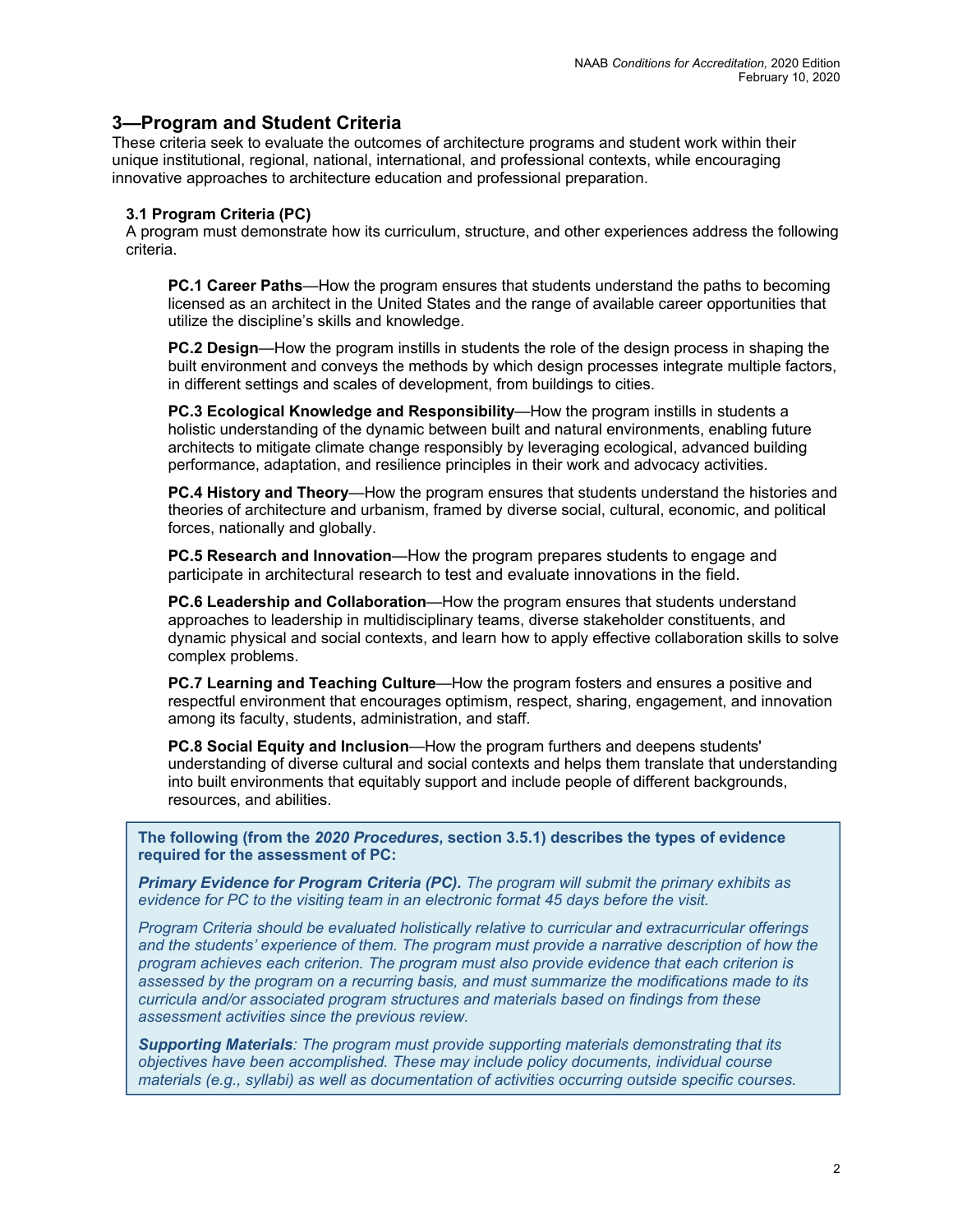## 3—Program and Student Criteria

These criteria seek to evaluate the outcomes of architecture programs and student work within their unique institutional, regional, national, international, and professional contexts, while encouraging innovative approaches to architecture education and professional preparation.

### 3.1 Program Criteria (PC)

A program must demonstrate how its curriculum, structure, and other experiences address the following criteria.

**PC.1 Career Paths**—How the program ensures that students understand the paths to becoming licensed as an architect in the United States and the range of available career opportunities that utilize the discipline's skills and knowledge.

**PC.2 Design**—How the program instills in students the role of the design process in shaping the built environment and conveys the methods by which design processes integrate multiple factors, in different settings and scales of development, from buildings to cities.

**PC.3 Ecological Knowledge and Responsibility**—How the program instills in students a holistic understanding of the dynamic between built and natural environments, enabling future architects to mitigate climate change responsibly by leveraging ecological, advanced building performance, adaptation, and resilience principles in their work and advocacy activities.

**PC.4 History and Theory**—How the program ensures that students understand the histories and theories of architecture and urbanism, framed by diverse social, cultural, economic, and political forces, nationally and globally.

**PC.5 Research and Innovation**—How the program prepares students to engage and participate in architectural research to test and evaluate innovations in the field.

**PC.6 Leadership and Collaboration**—How the program ensures that students understand approaches to leadership in multidisciplinary teams, diverse stakeholder constituents, and dynamic physical and social contexts, and learn how to apply effective collaboration skills to solve complex problems.

**PC.7 Learning and Teaching Culture**—How the program fosters and ensures a positive and respectful environment that encourages optimism, respect, sharing, engagement, and innovation among its faculty, students, administration, and staff.

**PC.8 Social Equity and Inclusion**—How the program furthers and deepens students' understanding of diverse cultural and social contexts and helps them translate that understanding into built environments that equitably support and include people of different backgrounds, resources, and abilities.

**The following (from the *2020 Procedures*, section 3.5.1) describes the types of evidence required for the assessment of PC:**

***Primary Evidence for Program Criteria (PC).*** *The program will submit the primary exhibits as evidence for PC to the visiting team in an electronic format 45 days before the visit.*

*Program Criteria should be evaluated holistically relative to curricular and extracurricular offerings and the students' experience of them. The program must provide a narrative description of how the program achieves each criterion. The program must also provide evidence that each criterion is assessed by the program on a recurring basis, and must summarize the modifications made to its curricula and/or associated program structures and materials based on findings from these assessment activities since the previous review.*

***Supporting Materials****: The program must provide supporting materials demonstrating that its objectives have been accomplished. These may include policy documents, individual course materials (e.g., syllabi) as well as documentation of activities occurring outside specific courses.*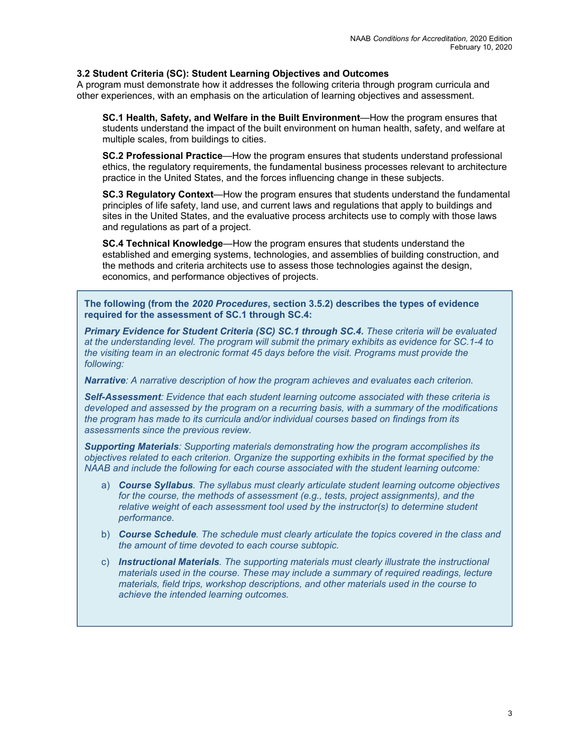### 3.2 Student Criteria (SC): Student Learning Objectives and Outcomes

A program must demonstrate how it addresses the following criteria through program curricula and other experiences, with an emphasis on the articulation of learning objectives and assessment.

**SC.1 Health, Safety, and Welfare in the Built Environment**—How the program ensures that students understand the impact of the built environment on human health, safety, and welfare at multiple scales, from buildings to cities.

**SC.2 Professional Practice**—How the program ensures that students understand professional ethics, the regulatory requirements, the fundamental business processes relevant to architecture practice in the United States, and the forces influencing change in these subjects.

**SC.3 Regulatory Context**—How the program ensures that students understand the fundamental principles of life safety, land use, and current laws and regulations that apply to buildings and sites in the United States, and the evaluative process architects use to comply with those laws and regulations as part of a project.

**SC.4 Technical Knowledge**—How the program ensures that students understand the established and emerging systems, technologies, and assemblies of building construction, and the methods and criteria architects use to assess those technologies against the design, economics, and performance objectives of projects.

**The following (from the *2020 Procedures*, section 3.5.2) describes the types of evidence required for the assessment of SC.1 through SC.4:**

***Primary Evidence for Student Criteria (SC) SC.1 through SC.4.*** *These criteria will be evaluated at the understanding level. The program will submit the primary exhibits as evidence for SC.1-4 to the visiting team in an electronic format 45 days before the visit. Programs must provide the following:*

***Narrative****: A narrative description of how the program achieves and evaluates each criterion.*

***Self-Assessment****: Evidence that each student learning outcome associated with these criteria is developed and assessed by the program on a recurring basis, with a summary of the modifications the program has made to its curricula and/or individual courses based on findings from its assessments since the previous review.*

***Supporting Materials****: Supporting materials demonstrating how the program accomplishes its objectives related to each criterion. Organize the supporting exhibits in the format specified by the NAAB and include the following for each course associated with the student learning outcome:*

a) ***Course Syllabus****. The syllabus must clearly articulate student learning outcome objectives for the course, the methods of assessment (e.g., tests, project assignments), and the relative weight of each assessment tool used by the instructor(s) to determine student performance.*

b) ***Course Schedule****. The schedule must clearly articulate the topics covered in the class and the amount of time devoted to each course subtopic.*

c) ***Instructional Materials****. The supporting materials must clearly illustrate the instructional materials used in the course. These may include a summary of required readings, lecture materials, field trips, workshop descriptions, and other materials used in the course to achieve the intended learning outcomes.*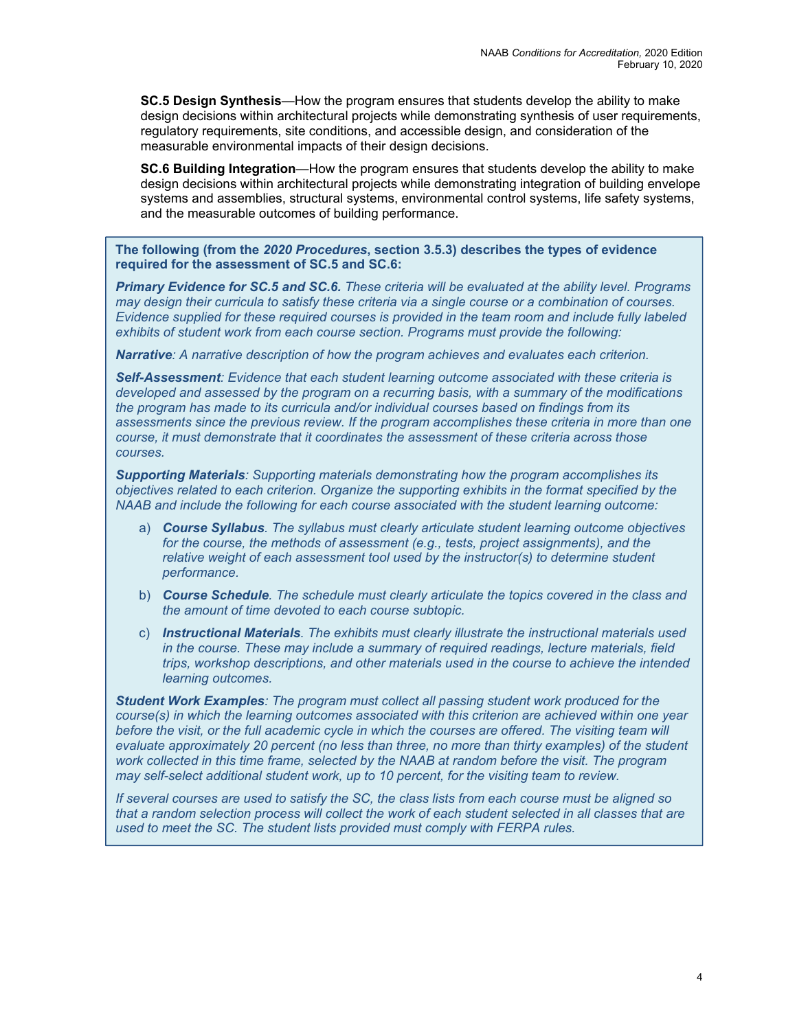**SC.5 Design Synthesis**—How the program ensures that students develop the ability to make design decisions within architectural projects while demonstrating synthesis of user requirements, regulatory requirements, site conditions, and accessible design, and consideration of the measurable environmental impacts of their design decisions.

**SC.6 Building Integration**—How the program ensures that students develop the ability to make design decisions within architectural projects while demonstrating integration of building envelope systems and assemblies, structural systems, environmental control systems, life safety systems, and the measurable outcomes of building performance.

**The following (from the *2020 Procedures*, section 3.5.3) describes the types of evidence required for the assessment of SC.5 and SC.6:**

***Primary Evidence for SC.5 and SC.6.*** *These criteria will be evaluated at the ability level. Programs may design their curricula to satisfy these criteria via a single course or a combination of courses. Evidence supplied for these required courses is provided in the team room and include fully labeled exhibits of student work from each course section. Programs must provide the following:*

***Narrative****: A narrative description of how the program achieves and evaluates each criterion.*

***Self-Assessment****: Evidence that each student learning outcome associated with these criteria is developed and assessed by the program on a recurring basis, with a summary of the modifications the program has made to its curricula and/or individual courses based on findings from its assessments since the previous review. If the program accomplishes these criteria in more than one course, it must demonstrate that it coordinates the assessment of these criteria across those courses.*

***Supporting Materials****: Supporting materials demonstrating how the program accomplishes its objectives related to each criterion. Organize the supporting exhibits in the format specified by the NAAB and include the following for each course associated with the student learning outcome:*

a) ***Course Syllabus****. The syllabus must clearly articulate student learning outcome objectives for the course, the methods of assessment (e.g., tests, project assignments), and the relative weight of each assessment tool used by the instructor(s) to determine student performance.*

b) ***Course Schedule****. The schedule must clearly articulate the topics covered in the class and the amount of time devoted to each course subtopic.*

c) ***Instructional Materials****. The exhibits must clearly illustrate the instructional materials used in the course. These may include a summary of required readings, lecture materials, field trips, workshop descriptions, and other materials used in the course to achieve the intended learning outcomes.*

***Student Work Examples****: The program must collect all passing student work produced for the course(s) in which the learning outcomes associated with this criterion are achieved within one year before the visit, or the full academic cycle in which the courses are offered. The visiting team will evaluate approximately 20 percent (no less than three, no more than thirty examples) of the student work collected in this time frame, selected by the NAAB at random before the visit. The program may self-select additional student work, up to 10 percent, for the visiting team to review.*

*If several courses are used to satisfy the SC, the class lists from each course must be aligned so that a random selection process will collect the work of each student selected in all classes that are used to meet the SC. The student lists provided must comply with FERPA rules.*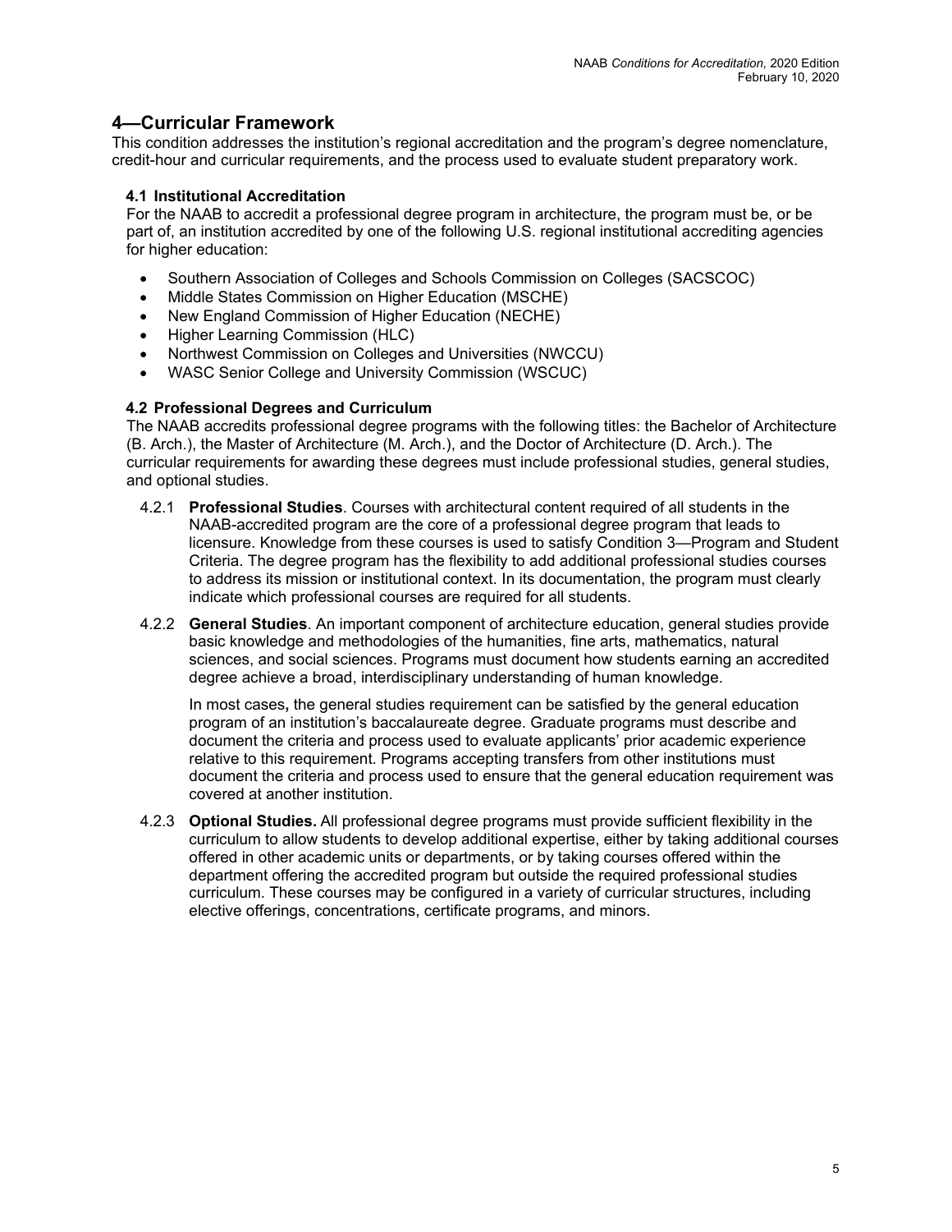## 4—Curricular Framework

This condition addresses the institution's regional accreditation and the program's degree nomenclature, credit-hour and curricular requirements, and the process used to evaluate student preparatory work.

### 4.1 Institutional Accreditation

For the NAAB to accredit a professional degree program in architecture, the program must be, or be part of, an institution accredited by one of the following U.S. regional institutional accrediting agencies for higher education:

- Southern Association of Colleges and Schools Commission on Colleges (SACSCOC)
- Middle States Commission on Higher Education (MSCHE)
- New England Commission of Higher Education (NECHE)
- Higher Learning Commission (HLC)
- Northwest Commission on Colleges and Universities (NWCCU)
- WASC Senior College and University Commission (WSCUC)

### 4.2 Professional Degrees and Curriculum

The NAAB accredits professional degree programs with the following titles: the Bachelor of Architecture (B. Arch.), the Master of Architecture (M. Arch.), and the Doctor of Architecture (D. Arch.). The curricular requirements for awarding these degrees must include professional studies, general studies, and optional studies.

4.2.1 **Professional Studies**. Courses with architectural content required of all students in the NAAB-accredited program are the core of a professional degree program that leads to licensure. Knowledge from these courses is used to satisfy Condition 3—Program and Student Criteria. The degree program has the flexibility to add additional professional studies courses to address its mission or institutional context. In its documentation, the program must clearly indicate which professional courses are required for all students.

4.2.2 **General Studies**. An important component of architecture education, general studies provide basic knowledge and methodologies of the humanities, fine arts, mathematics, natural sciences, and social sciences. Programs must document how students earning an accredited degree achieve a broad, interdisciplinary understanding of human knowledge.

In most cases**,** the general studies requirement can be satisfied by the general education program of an institution's baccalaureate degree. Graduate programs must describe and document the criteria and process used to evaluate applicants' prior academic experience relative to this requirement. Programs accepting transfers from other institutions must document the criteria and process used to ensure that the general education requirement was covered at another institution.

4.2.3 **Optional Studies.** All professional degree programs must provide sufficient flexibility in the curriculum to allow students to develop additional expertise, either by taking additional courses offered in other academic units or departments, or by taking courses offered within the department offering the accredited program but outside the required professional studies curriculum. These courses may be configured in a variety of curricular structures, including elective offerings, concentrations, certificate programs, and minors.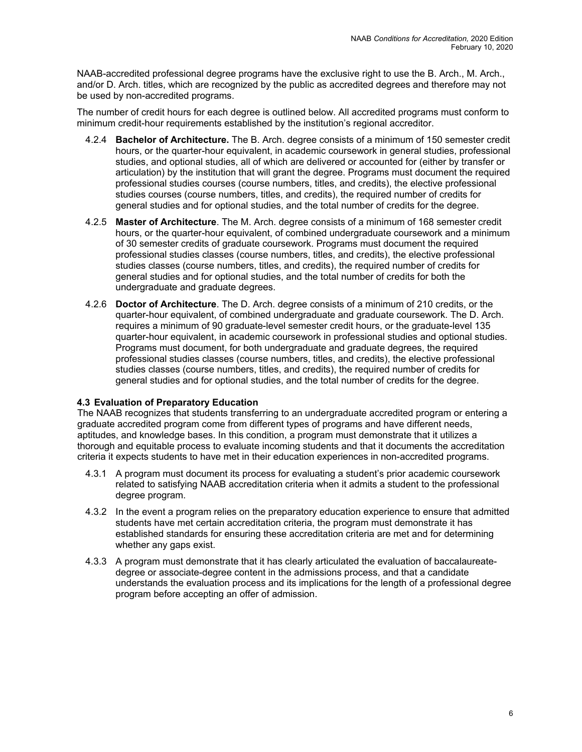NAAB-accredited professional degree programs have the exclusive right to use the B. Arch., M. Arch., and/or D. Arch. titles, which are recognized by the public as accredited degrees and therefore may not be used by non-accredited programs.

The number of credit hours for each degree is outlined below. All accredited programs must conform to minimum credit-hour requirements established by the institution's regional accreditor.

4.2.4 **Bachelor of Architecture.** The B. Arch. degree consists of a minimum of 150 semester credit hours, or the quarter-hour equivalent, in academic coursework in general studies, professional studies, and optional studies, all of which are delivered or accounted for (either by transfer or articulation) by the institution that will grant the degree. Programs must document the required professional studies courses (course numbers, titles, and credits), the elective professional studies courses (course numbers, titles, and credits), the required number of credits for general studies and for optional studies, and the total number of credits for the degree.

4.2.5 **Master of Architecture**. The M. Arch. degree consists of a minimum of 168 semester credit hours, or the quarter-hour equivalent, of combined undergraduate coursework and a minimum of 30 semester credits of graduate coursework. Programs must document the required professional studies classes (course numbers, titles, and credits), the elective professional studies classes (course numbers, titles, and credits), the required number of credits for general studies and for optional studies, and the total number of credits for both the undergraduate and graduate degrees.

4.2.6 **Doctor of Architecture**. The D. Arch. degree consists of a minimum of 210 credits, or the quarter-hour equivalent, of combined undergraduate and graduate coursework. The D. Arch. requires a minimum of 90 graduate-level semester credit hours, or the graduate-level 135 quarter-hour equivalent, in academic coursework in professional studies and optional studies. Programs must document, for both undergraduate and graduate degrees, the required professional studies classes (course numbers, titles, and credits), the elective professional studies classes (course numbers, titles, and credits), the required number of credits for general studies and for optional studies, and the total number of credits for the degree.

### 4.3 Evaluation of Preparatory Education

The NAAB recognizes that students transferring to an undergraduate accredited program or entering a graduate accredited program come from different types of programs and have different needs, aptitudes, and knowledge bases. In this condition, a program must demonstrate that it utilizes a thorough and equitable process to evaluate incoming students and that it documents the accreditation criteria it expects students to have met in their education experiences in non-accredited programs.

4.3.1 A program must document its process for evaluating a student's prior academic coursework related to satisfying NAAB accreditation criteria when it admits a student to the professional degree program.

4.3.2 In the event a program relies on the preparatory education experience to ensure that admitted students have met certain accreditation criteria, the program must demonstrate it has established standards for ensuring these accreditation criteria are met and for determining whether any gaps exist.

4.3.3 A program must demonstrate that it has clearly articulated the evaluation of baccalaureate-degree or associate-degree content in the admissions process, and that a candidate understands the evaluation process and its implications for the length of a professional degree program before accepting an offer of admission.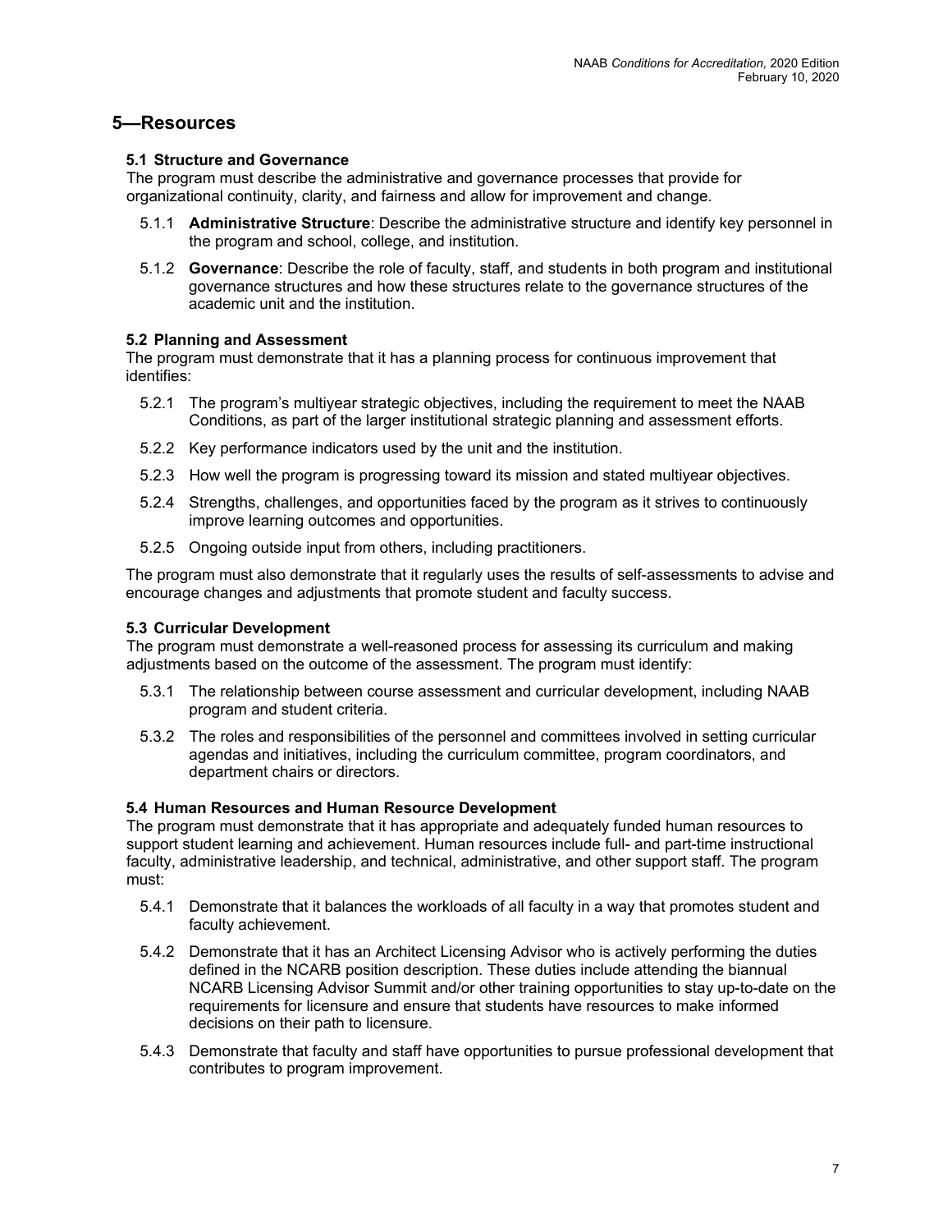## 5—Resources

### 5.1 Structure and Governance

The program must describe the administrative and governance processes that provide for organizational continuity, clarity, and fairness and allow for improvement and change.

5.1.1 **Administrative Structure**: Describe the administrative structure and identify key personnel in the program and school, college, and institution.

5.1.2 **Governance**: Describe the role of faculty, staff, and students in both program and institutional governance structures and how these structures relate to the governance structures of the academic unit and the institution.

### 5.2 Planning and Assessment

The program must demonstrate that it has a planning process for continuous improvement that identifies:

5.2.1 The program's multiyear strategic objectives, including the requirement to meet the NAAB Conditions, as part of the larger institutional strategic planning and assessment efforts.

5.2.2 Key performance indicators used by the unit and the institution.

5.2.3 How well the program is progressing toward its mission and stated multiyear objectives.

5.2.4 Strengths, challenges, and opportunities faced by the program as it strives to continuously improve learning outcomes and opportunities.

5.2.5 Ongoing outside input from others, including practitioners.

The program must also demonstrate that it regularly uses the results of self-assessments to advise and encourage changes and adjustments that promote student and faculty success.

### 5.3 Curricular Development

The program must demonstrate a well-reasoned process for assessing its curriculum and making adjustments based on the outcome of the assessment. The program must identify:

5.3.1 The relationship between course assessment and curricular development, including NAAB program and student criteria.

5.3.2 The roles and responsibilities of the personnel and committees involved in setting curricular agendas and initiatives, including the curriculum committee, program coordinators, and department chairs or directors.

### 5.4 Human Resources and Human Resource Development

The program must demonstrate that it has appropriate and adequately funded human resources to support student learning and achievement. Human resources include full- and part-time instructional faculty, administrative leadership, and technical, administrative, and other support staff. The program must:

5.4.1 Demonstrate that it balances the workloads of all faculty in a way that promotes student and faculty achievement.

5.4.2 Demonstrate that it has an Architect Licensing Advisor who is actively performing the duties defined in the NCARB position description. These duties include attending the biannual NCARB Licensing Advisor Summit and/or other training opportunities to stay up-to-date on the requirements for licensure and ensure that students have resources to make informed decisions on their path to licensure.

5.4.3 Demonstrate that faculty and staff have opportunities to pursue professional development that contributes to program improvement.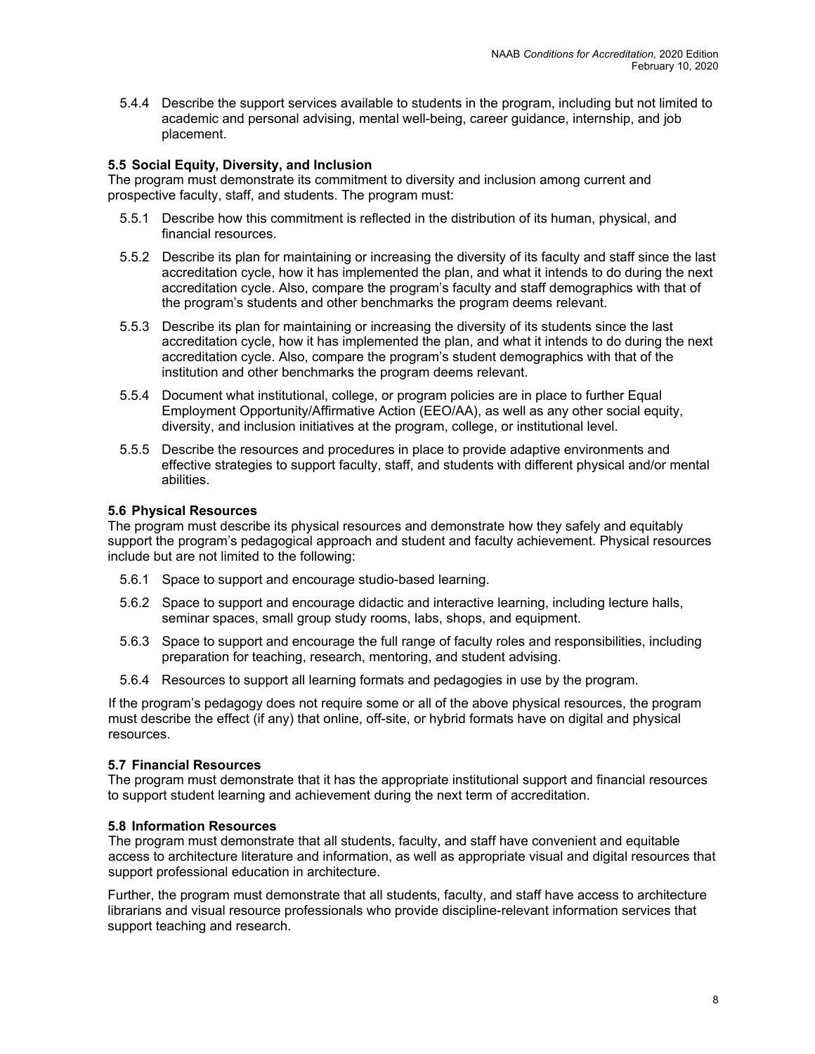5.4.4 Describe the support services available to students in the program, including but not limited to academic and personal advising, mental well-being, career guidance, internship, and job placement.

### 5.5 Social Equity, Diversity, and Inclusion

The program must demonstrate its commitment to diversity and inclusion among current and prospective faculty, staff, and students. The program must:

5.5.1 Describe how this commitment is reflected in the distribution of its human, physical, and financial resources.

5.5.2 Describe its plan for maintaining or increasing the diversity of its faculty and staff since the last accreditation cycle, how it has implemented the plan, and what it intends to do during the next accreditation cycle. Also, compare the program's faculty and staff demographics with that of the program's students and other benchmarks the program deems relevant.

5.5.3 Describe its plan for maintaining or increasing the diversity of its students since the last accreditation cycle, how it has implemented the plan, and what it intends to do during the next accreditation cycle. Also, compare the program's student demographics with that of the institution and other benchmarks the program deems relevant.

5.5.4 Document what institutional, college, or program policies are in place to further Equal Employment Opportunity/Affirmative Action (EEO/AA), as well as any other social equity, diversity, and inclusion initiatives at the program, college, or institutional level.

5.5.5 Describe the resources and procedures in place to provide adaptive environments and effective strategies to support faculty, staff, and students with different physical and/or mental abilities.

### 5.6 Physical Resources

The program must describe its physical resources and demonstrate how they safely and equitably support the program's pedagogical approach and student and faculty achievement. Physical resources include but are not limited to the following:

5.6.1 Space to support and encourage studio-based learning.

5.6.2 Space to support and encourage didactic and interactive learning, including lecture halls, seminar spaces, small group study rooms, labs, shops, and equipment.

5.6.3 Space to support and encourage the full range of faculty roles and responsibilities, including preparation for teaching, research, mentoring, and student advising.

5.6.4 Resources to support all learning formats and pedagogies in use by the program.

If the program's pedagogy does not require some or all of the above physical resources, the program must describe the effect (if any) that online, off-site, or hybrid formats have on digital and physical resources.

### 5.7 Financial Resources

The program must demonstrate that it has the appropriate institutional support and financial resources to support student learning and achievement during the next term of accreditation.

### 5.8 Information Resources

The program must demonstrate that all students, faculty, and staff have convenient and equitable access to architecture literature and information, as well as appropriate visual and digital resources that support professional education in architecture.

Further, the program must demonstrate that all students, faculty, and staff have access to architecture librarians and visual resource professionals who provide discipline-relevant information services that support teaching and research.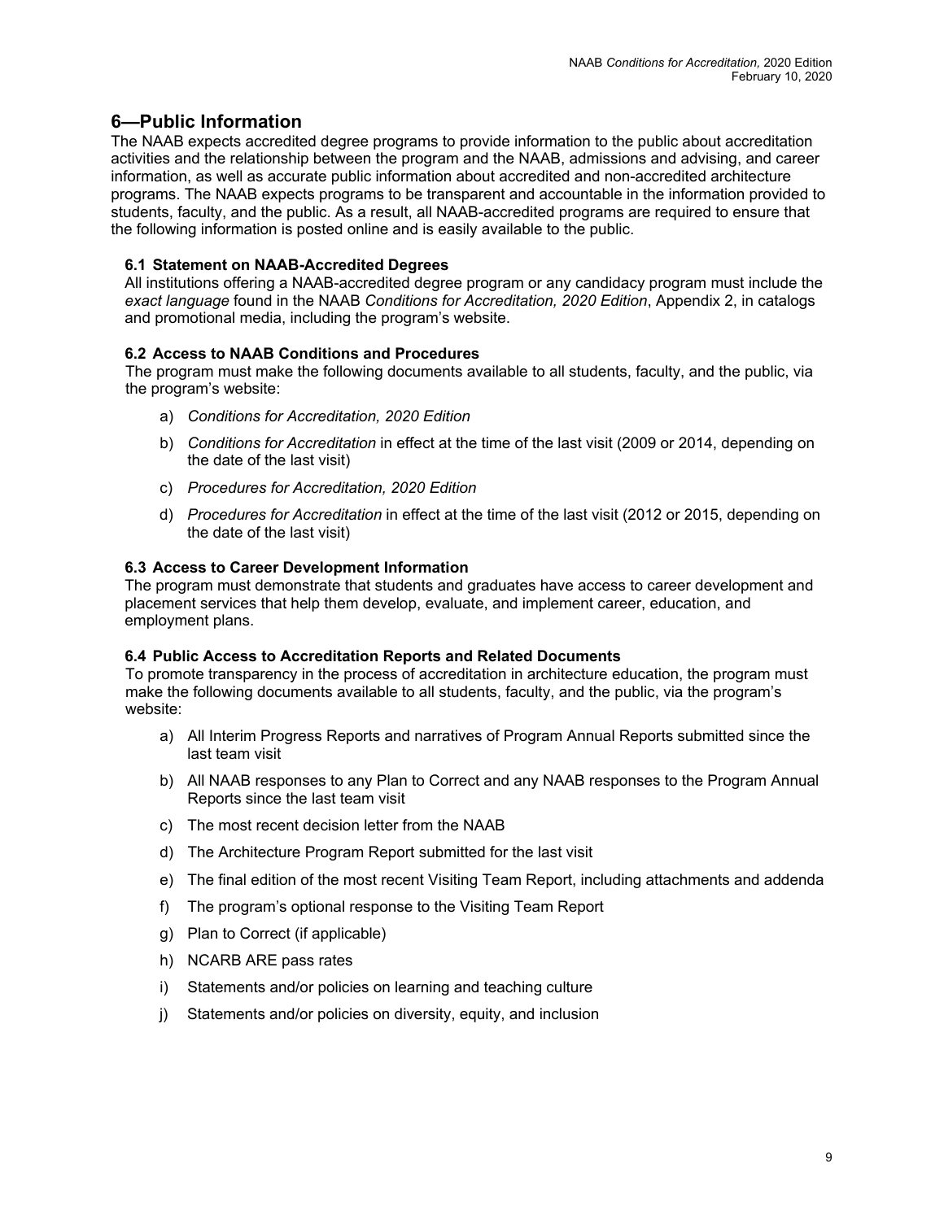## 6—Public Information

The NAAB expects accredited degree programs to provide information to the public about accreditation activities and the relationship between the program and the NAAB, admissions and advising, and career information, as well as accurate public information about accredited and non-accredited architecture programs. The NAAB expects programs to be transparent and accountable in the information provided to students, faculty, and the public. As a result, all NAAB-accredited programs are required to ensure that the following information is posted online and is easily available to the public.

### 6.1 Statement on NAAB-Accredited Degrees

All institutions offering a NAAB-accredited degree program or any candidacy program must include the *exact language* found in the NAAB *Conditions for Accreditation, 2020 Edition*, Appendix 2, in catalogs and promotional media, including the program's website.

### 6.2 Access to NAAB Conditions and Procedures

The program must make the following documents available to all students, faculty, and the public, via the program's website:

a) *Conditions for Accreditation, 2020 Edition*

b) *Conditions for Accreditation* in effect at the time of the last visit (2009 or 2014, depending on the date of the last visit)

c) *Procedures for Accreditation, 2020 Edition*

d) *Procedures for Accreditation* in effect at the time of the last visit (2012 or 2015, depending on the date of the last visit)

### 6.3 Access to Career Development Information

The program must demonstrate that students and graduates have access to career development and placement services that help them develop, evaluate, and implement career, education, and employment plans.

### 6.4 Public Access to Accreditation Reports and Related Documents

To promote transparency in the process of accreditation in architecture education, the program must make the following documents available to all students, faculty, and the public, via the program's website:

a) All Interim Progress Reports and narratives of Program Annual Reports submitted since the last team visit

b) All NAAB responses to any Plan to Correct and any NAAB responses to the Program Annual Reports since the last team visit

c) The most recent decision letter from the NAAB

d) The Architecture Program Report submitted for the last visit

e) The final edition of the most recent Visiting Team Report, including attachments and addenda

f) The program's optional response to the Visiting Team Report

g) Plan to Correct (if applicable)

h) NCARB ARE pass rates

i) Statements and/or policies on learning and teaching culture

j) Statements and/or policies on diversity, equity, and inclusion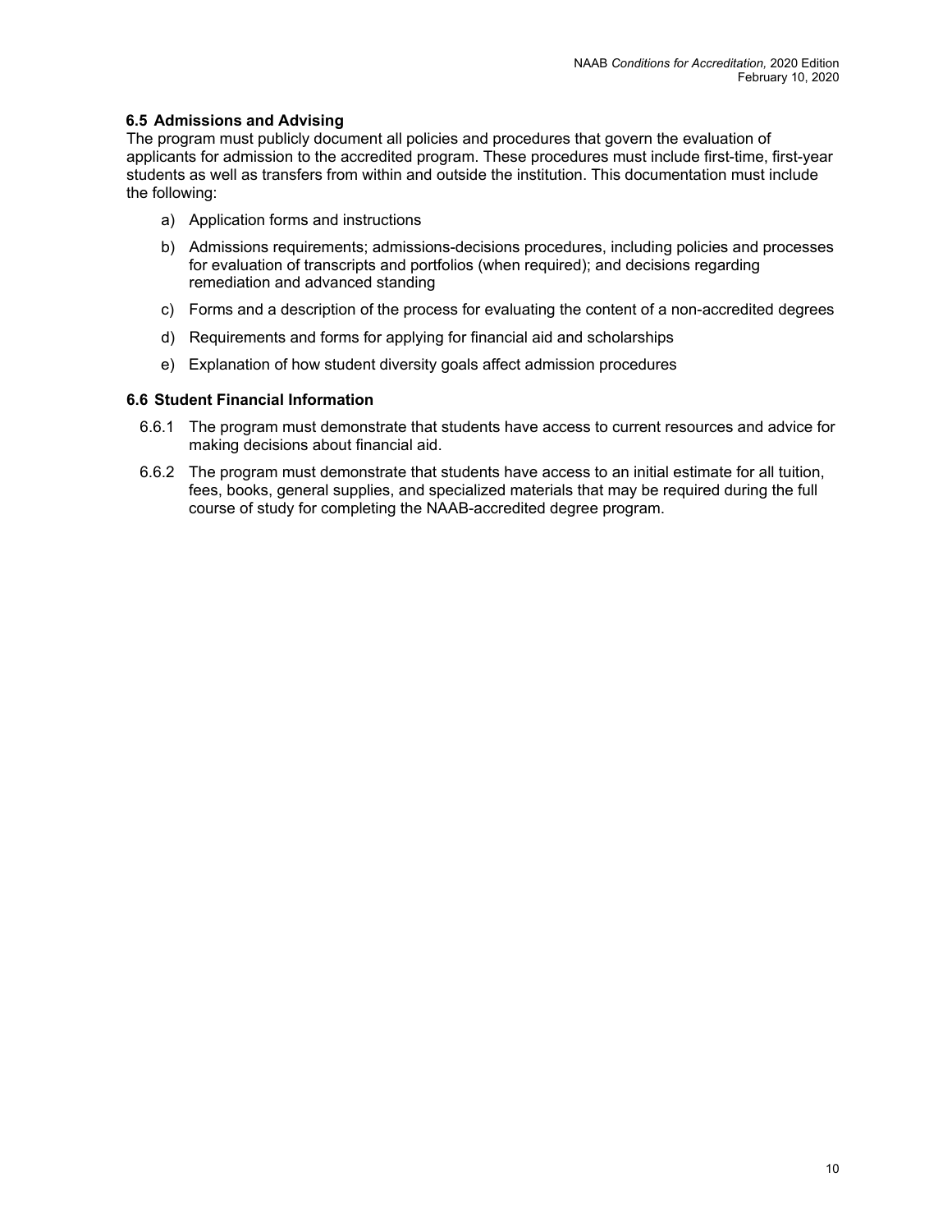### 6.5 Admissions and Advising

The program must publicly document all policies and procedures that govern the evaluation of applicants for admission to the accredited program. These procedures must include first-time, first-year students as well as transfers from within and outside the institution. This documentation must include the following:

a) Application forms and instructions

b) Admissions requirements; admissions-decisions procedures, including policies and processes for evaluation of transcripts and portfolios (when required); and decisions regarding remediation and advanced standing

c) Forms and a description of the process for evaluating the content of a non-accredited degrees

d) Requirements and forms for applying for financial aid and scholarships

e) Explanation of how student diversity goals affect admission procedures

### 6.6 Student Financial Information

6.6.1 The program must demonstrate that students have access to current resources and advice for making decisions about financial aid.

6.6.2 The program must demonstrate that students have access to an initial estimate for all tuition, fees, books, general supplies, and specialized materials that may be required during the full course of study for completing the NAAB-accredited degree program.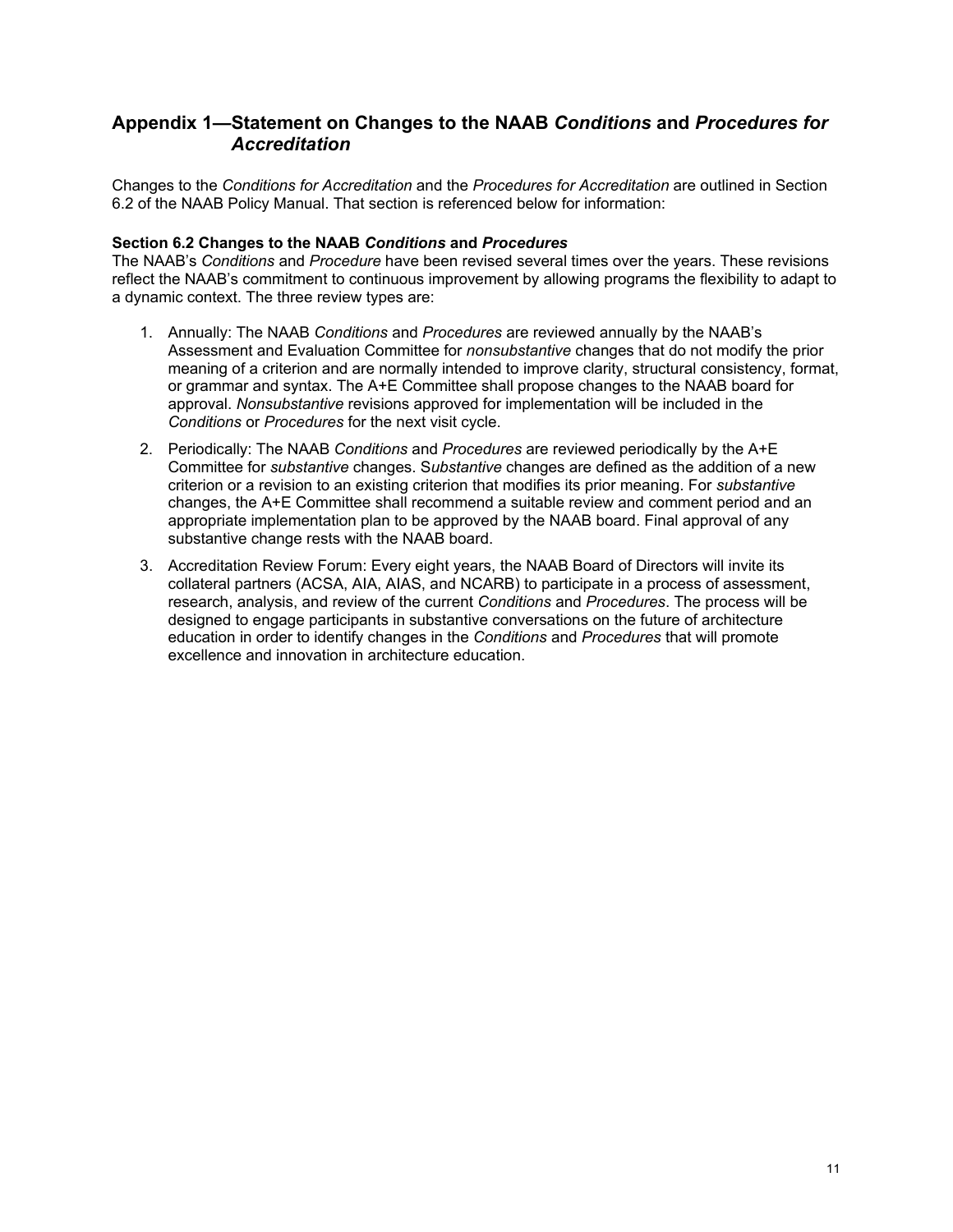## Appendix 1—Statement on Changes to the NAAB *Conditions* and *Procedures for Accreditation*

Changes to the *Conditions for Accreditation* and the *Procedures for Accreditation* are outlined in Section 6.2 of the NAAB Policy Manual. That section is referenced below for information:

**Section 6.2 Changes to the NAAB *Conditions* and *Procedures***

The NAAB's *Conditions* and *Procedure* have been revised several times over the years. These revisions reflect the NAAB's commitment to continuous improvement by allowing programs the flexibility to adapt to a dynamic context. The three review types are:

1. Annually: The NAAB *Conditions* and *Procedures* are reviewed annually by the NAAB's Assessment and Evaluation Committee for *nonsubstantive* changes that do not modify the prior meaning of a criterion and are normally intended to improve clarity, structural consistency, format, or grammar and syntax. The A+E Committee shall propose changes to the NAAB board for approval. *Nonsubstantive* revisions approved for implementation will be included in the *Conditions* or *Procedures* for the next visit cycle.
2. Periodically: The NAAB *Conditions* and *Procedures* are reviewed periodically by the A+E Committee for *substantive* changes. S*ubstantive* changes are defined as the addition of a new criterion or a revision to an existing criterion that modifies its prior meaning. For *substantive* changes, the A+E Committee shall recommend a suitable review and comment period and an appropriate implementation plan to be approved by the NAAB board. Final approval of any substantive change rests with the NAAB board.
3. Accreditation Review Forum: Every eight years, the NAAB Board of Directors will invite its collateral partners (ACSA, AIA, AIAS, and NCARB) to participate in a process of assessment, research, analysis, and review of the current *Conditions* and *Procedures*. The process will be designed to engage participants in substantive conversations on the future of architecture education in order to identify changes in the *Conditions* and *Procedures* that will promote excellence and innovation in architecture education.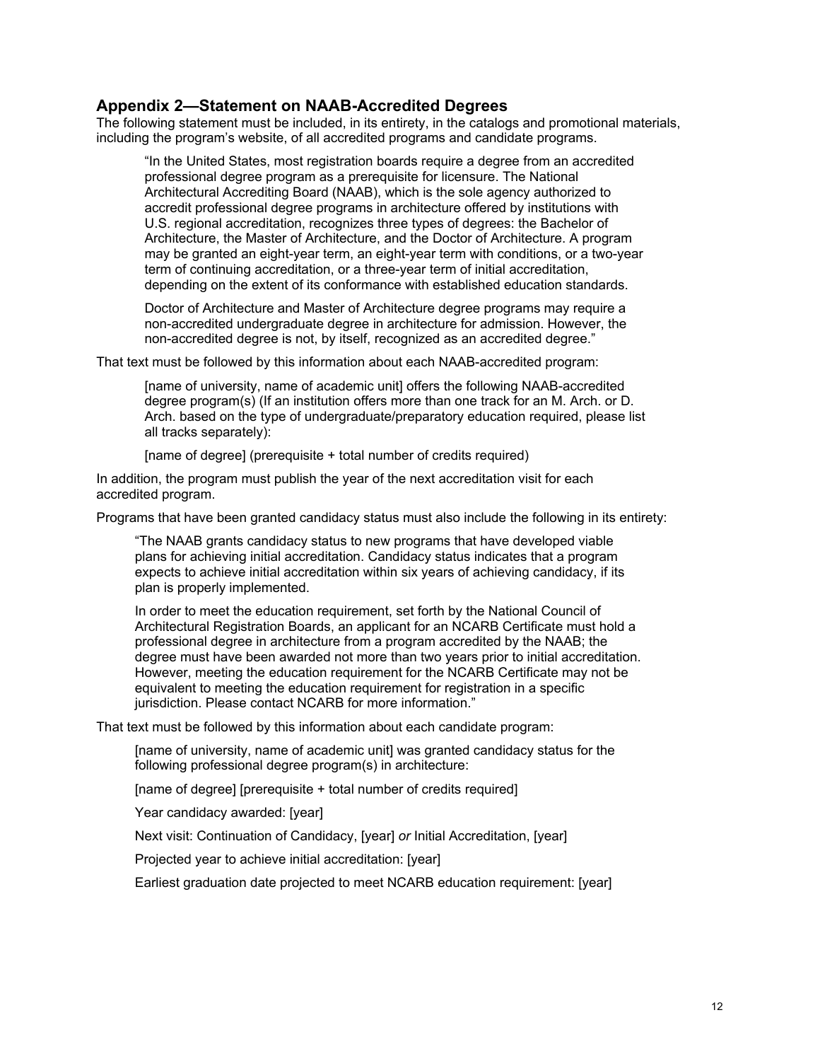## Appendix 2—Statement on NAAB-Accredited Degrees

The following statement must be included, in its entirety, in the catalogs and promotional materials, including the program's website, of all accredited programs and candidate programs.

> "In the United States, most registration boards require a degree from an accredited professional degree program as a prerequisite for licensure. The National Architectural Accrediting Board (NAAB), which is the sole agency authorized to accredit professional degree programs in architecture offered by institutions with U.S. regional accreditation, recognizes three types of degrees: the Bachelor of Architecture, the Master of Architecture, and the Doctor of Architecture. A program may be granted an eight-year term, an eight-year term with conditions, or a two-year term of continuing accreditation, or a three-year term of initial accreditation, depending on the extent of its conformance with established education standards.
>
> Doctor of Architecture and Master of Architecture degree programs may require a non-accredited undergraduate degree in architecture for admission. However, the non-accredited degree is not, by itself, recognized as an accredited degree."

That text must be followed by this information about each NAAB-accredited program:

> [name of university, name of academic unit] offers the following NAAB-accredited degree program(s) (If an institution offers more than one track for an M. Arch. or D. Arch. based on the type of undergraduate/preparatory education required, please list all tracks separately):
>
> [name of degree] (prerequisite + total number of credits required)

In addition, the program must publish the year of the next accreditation visit for each accredited program.

Programs that have been granted candidacy status must also include the following in its entirety:

> "The NAAB grants candidacy status to new programs that have developed viable plans for achieving initial accreditation. Candidacy status indicates that a program expects to achieve initial accreditation within six years of achieving candidacy, if its plan is properly implemented.
>
> In order to meet the education requirement, set forth by the National Council of Architectural Registration Boards, an applicant for an NCARB Certificate must hold a professional degree in architecture from a program accredited by the NAAB; the degree must have been awarded not more than two years prior to initial accreditation. However, meeting the education requirement for the NCARB Certificate may not be equivalent to meeting the education requirement for registration in a specific jurisdiction. Please contact NCARB for more information."

That text must be followed by this information about each candidate program:

> [name of university, name of academic unit] was granted candidacy status for the following professional degree program(s) in architecture:
>
> [name of degree] [prerequisite + total number of credits required]
>
> Year candidacy awarded: [year]
>
> Next visit: Continuation of Candidacy, [year] *or* Initial Accreditation, [year]
>
> Projected year to achieve initial accreditation: [year]
>
> Earliest graduation date projected to meet NCARB education requirement: [year]